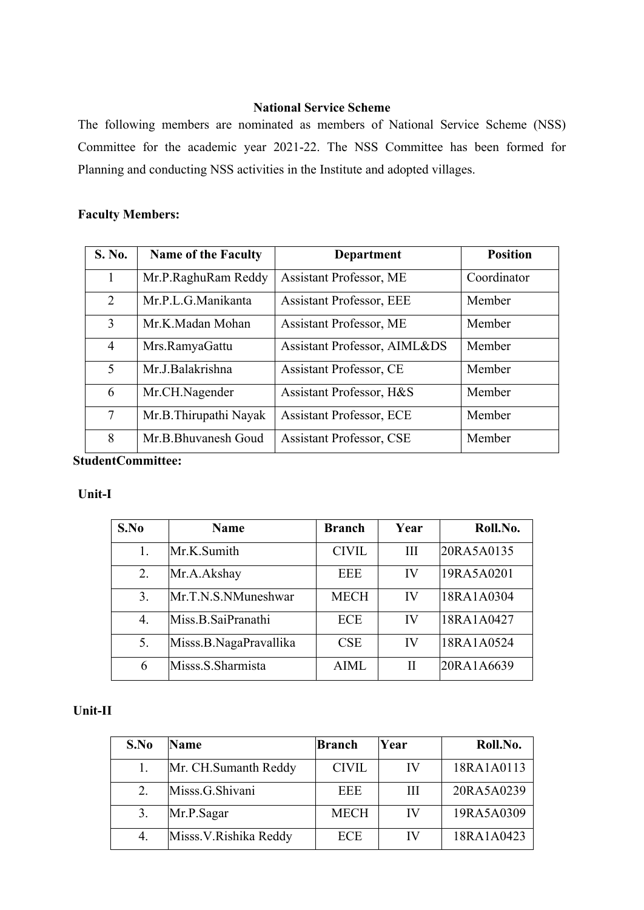## National Service Scheme

The following members are nominated as members of National Service Scheme (NSS) Committee for the academic year 2021-22. The NSS Committee has been formed for Planning and conducting NSS activities in the Institute and adopted villages.

**Faculty Members:**

| S. No. | Name of the Faculty | Department | Position |
|---|---|---|---|
| 1 | Mr.P.RaghuRam Reddy | Assistant Professor, ME | Coordinator |
| 2 | Mr.P.L.G.Manikanta | Assistant Professor, EEE | Member |
| 3 | Mr.K.Madan Mohan | Assistant Professor, ME | Member |
| 4 | Mrs.RamyaGattu | Assistant Professor, AIML&DS | Member |
| 5 | Mr.J.Balakrishna | Assistant Professor, CE | Member |
| 6 | Mr.CH.Nagender | Assistant Professor, H&S | Member |
| 7 | Mr.B.Thirupathi Nayak | Assistant Professor, ECE | Member |
| 8 | Mr.B.Bhuvanesh Goud | Assistant Professor, CSE | Member |

**StudentCommittee:**

**Unit-I**

| S.No | Name | Branch | Year | Roll.No. |
|---|---|---|---|---|
| 1. | Mr.K.Sumith | CIVIL | III | 20RA5A0135 |
| 2. | Mr.A.Akshay | EEE | IV | 19RA5A0201 |
| 3. | Mr.T.N.S.NMuneshwar | MECH | IV | 18RA1A0304 |
| 4. | Miss.B.SaiPranathi | ECE | IV | 18RA1A0427 |
| 5. | Misss.B.NagaPravallika | CSE | IV | 18RA1A0524 |
| 6 | Misss.S.Sharmista | AIML | II | 20RA1A6639 |

**Unit-II**

| S.No | Name | Branch | Year | Roll.No. |
|---|---|---|---|---|
| 1. | Mr. CH.Sumanth Reddy | CIVIL | IV | 18RA1A0113 |
| 2. | Misss.G.Shivani | EEE | III | 20RA5A0239 |
| 3. | Mr.P.Sagar | MECH | IV | 19RA5A0309 |
| 4. | Misss.V.Rishika Reddy | ECE | IV | 18RA1A0423 |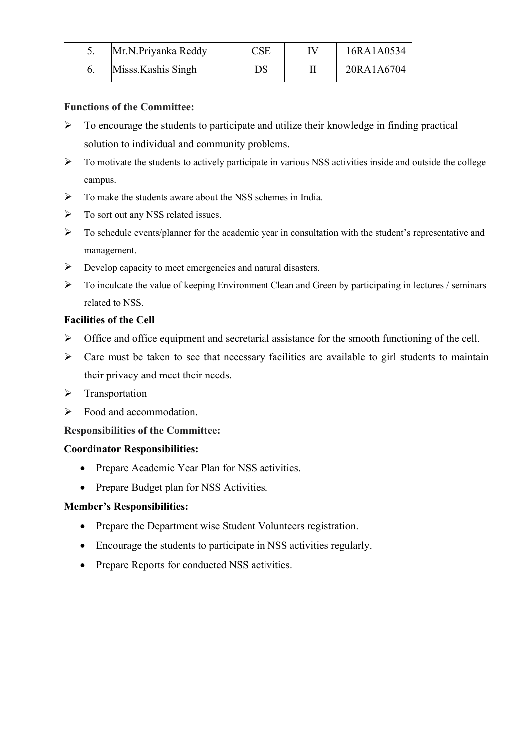| | | | | |
|---|---|---|---|---|
| 5. | Mr.N.Priyanka Reddy | CSE | IV | 16RA1A0534 |
| 6. | Misss.Kashis Singh | DS | II | 20RA1A6704 |

**Functions of the Committee:**

- To encourage the students to participate and utilize their knowledge in finding practical solution to individual and community problems.
- To motivate the students to actively participate in various NSS activities inside and outside the college campus.
- To make the students aware about the NSS schemes in India.
- To sort out any NSS related issues.
- To schedule events/planner for the academic year in consultation with the student's representative and management.
- Develop capacity to meet emergencies and natural disasters.
- To inculcate the value of keeping Environment Clean and Green by participating in lectures / seminars related to NSS.

**Facilities of the Cell**

- Office and office equipment and secretarial assistance for the smooth functioning of the cell.
- Care must be taken to see that necessary facilities are available to girl students to maintain their privacy and meet their needs.
- Transportation
- Food and accommodation.

**Responsibilities of the Committee:**

**Coordinator Responsibilities:**

- Prepare Academic Year Plan for NSS activities.
- Prepare Budget plan for NSS Activities.

**Member's Responsibilities:**

- Prepare the Department wise Student Volunteers registration.
- Encourage the students to participate in NSS activities regularly.
- Prepare Reports for conducted NSS activities.